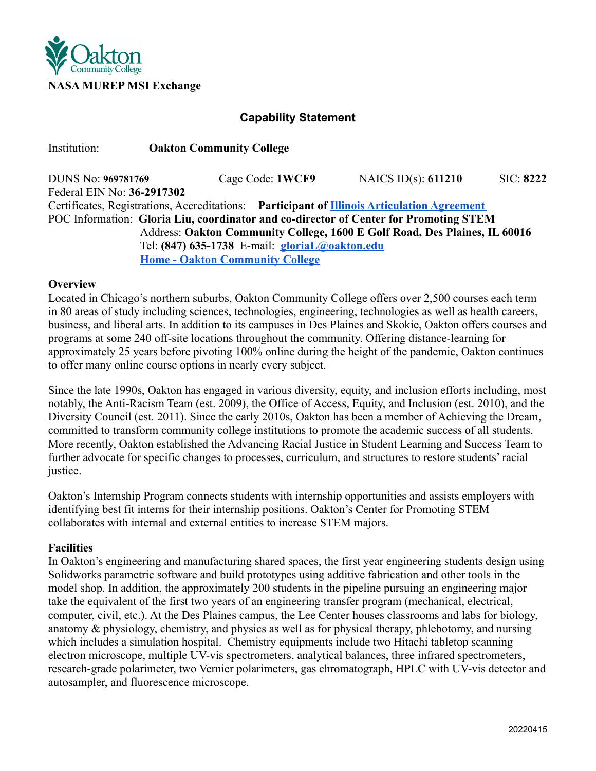**NASA MUREP MSI Exchange**

## Capability Statement

Institution: **Oakton Community College**

DUNS No: **969781769** Cage Code: **1WCF9** NAICS ID(s): **611210** SIC: **8222**
Federal EIN No: **36-2917302**
Certificates, Registrations, Accreditations: **Participant of [Illinois Articulation Agreement]**
POC Information: **Gloria Liu, coordinator and co-director of Center for Promoting STEM**
Address: **Oakton Community College, 1600 E Golf Road, Des Plaines, IL 60016**
Tel: **(847) 635-1738** E-mail: **gloriaL@oakton.edu**
**Home - Oakton Community College**

### Overview

Located in Chicago's northern suburbs, Oakton Community College offers over 2,500 courses each term in 80 areas of study including sciences, technologies, engineering, technologies as well as health careers, business, and liberal arts. In addition to its campuses in Des Plaines and Skokie, Oakton offers courses and programs at some 240 off-site locations throughout the community. Offering distance-learning for approximately 25 years before pivoting 100% online during the height of the pandemic, Oakton continues to offer many online course options in nearly every subject.

Since the late 1990s, Oakton has engaged in various diversity, equity, and inclusion efforts including, most notably, the Anti-Racism Team (est. 2009), the Office of Access, Equity, and Inclusion (est. 2010), and the Diversity Council (est. 2011). Since the early 2010s, Oakton has been a member of Achieving the Dream, committed to transform community college institutions to promote the academic success of all students. More recently, Oakton established the Advancing Racial Justice in Student Learning and Success Team to further advocate for specific changes to processes, curriculum, and structures to restore students' racial justice.

Oakton's Internship Program connects students with internship opportunities and assists employers with identifying best fit interns for their internship positions. Oakton's Center for Promoting STEM collaborates with internal and external entities to increase STEM majors.

### Facilities

In Oakton's engineering and manufacturing shared spaces, the first year engineering students design using Solidworks parametric software and build prototypes using additive fabrication and other tools in the model shop. In addition, the approximately 200 students in the pipeline pursuing an engineering major take the equivalent of the first two years of an engineering transfer program (mechanical, electrical, computer, civil, etc.). At the Des Plaines campus, the Lee Center houses classrooms and labs for biology, anatomy & physiology, chemistry, and physics as well as for physical therapy, phlebotomy, and nursing which includes a simulation hospital. Chemistry equipments include two Hitachi tabletop scanning electron microscope, multiple UV-vis spectrometers, analytical balances, three infrared spectrometers, research-grade polarimeter, two Vernier polarimeters, gas chromatograph, HPLC with UV-vis detector and autosampler, and fluorescence microscope.

20220415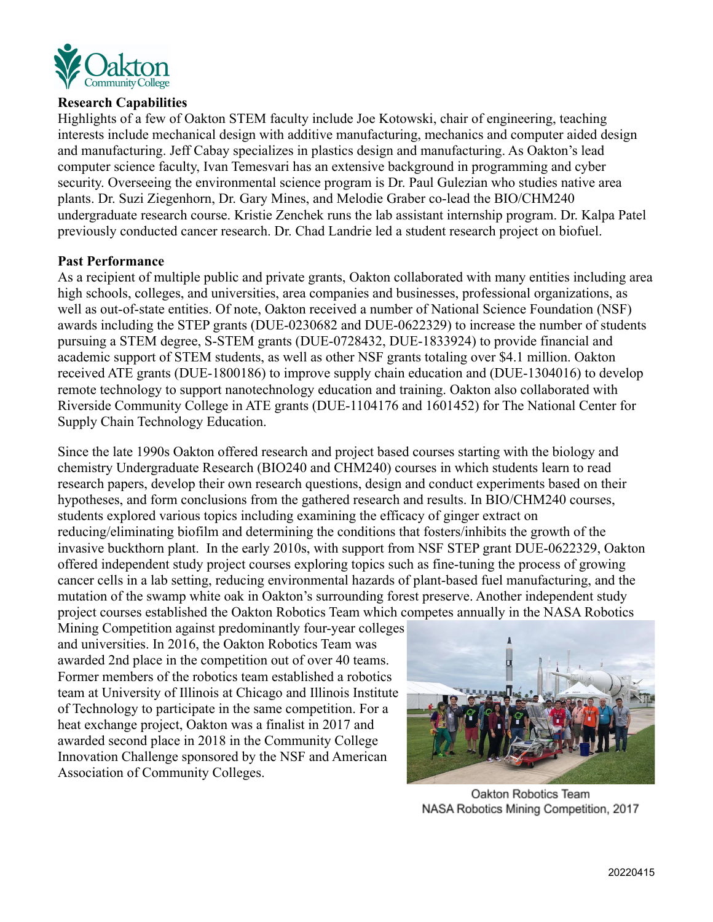**Research Capabilities**

Highlights of a few of Oakton STEM faculty include Joe Kotowski, chair of engineering, teaching interests include mechanical design with additive manufacturing, mechanics and computer aided design and manufacturing. Jeff Cabay specializes in plastics design and manufacturing. As Oakton's lead computer science faculty, Ivan Temesvari has an extensive background in programming and cyber security. Overseeing the environmental science program is Dr. Paul Gulezian who studies native area plants. Dr. Suzi Ziegenhorn, Dr. Gary Mines, and Melodie Graber co-lead the BIO/CHM240 undergraduate research course. Kristie Zenchek runs the lab assistant internship program. Dr. Kalpa Patel previously conducted cancer research. Dr. Chad Landrie led a student research project on biofuel.

**Past Performance**

As a recipient of multiple public and private grants, Oakton collaborated with many entities including area high schools, colleges, and universities, area companies and businesses, professional organizations, as well as out-of-state entities. Of note, Oakton received a number of National Science Foundation (NSF) awards including the STEP grants (DUE-0230682 and DUE-0622329) to increase the number of students pursuing a STEM degree, S-STEM grants (DUE-0728432, DUE-1833924) to provide financial and academic support of STEM students, as well as other NSF grants totaling over $4.1 million. Oakton received ATE grants (DUE-1800186) to improve supply chain education and (DUE-1304016) to develop remote technology to support nanotechnology education and training. Oakton also collaborated with Riverside Community College in ATE grants (DUE-1104176 and 1601452) for The National Center for Supply Chain Technology Education.

Since the late 1990s Oakton offered research and project based courses starting with the biology and chemistry Undergraduate Research (BIO240 and CHM240) courses in which students learn to read research papers, develop their own research questions, design and conduct experiments based on their hypotheses, and form conclusions from the gathered research and results. In BIO/CHM240 courses, students explored various topics including examining the efficacy of ginger extract on reducing/eliminating biofilm and determining the conditions that fosters/inhibits the growth of the invasive buckthorn plant. In the early 2010s, with support from NSF STEP grant DUE-0622329, Oakton offered independent study project courses exploring topics such as fine-tuning the process of growing cancer cells in a lab setting, reducing environmental hazards of plant-based fuel manufacturing, and the mutation of the swamp white oak in Oakton's surrounding forest preserve. Another independent study project courses established the Oakton Robotics Team which competes annually in the NASA Robotics Mining Competition against predominantly four-year colleges and universities. In 2016, the Oakton Robotics Team was awarded 2nd place in the competition out of over 40 teams. Former members of the robotics team established a robotics team at University of Illinois at Chicago and Illinois Institute of Technology to participate in the same competition. For a heat exchange project, Oakton was a finalist in 2017 and awarded second place in 2018 in the Community College Innovation Challenge sponsored by the NSF and American Association of Community Colleges.

Oakton Robotics Team
NASA Robotics Mining Competition, 2017